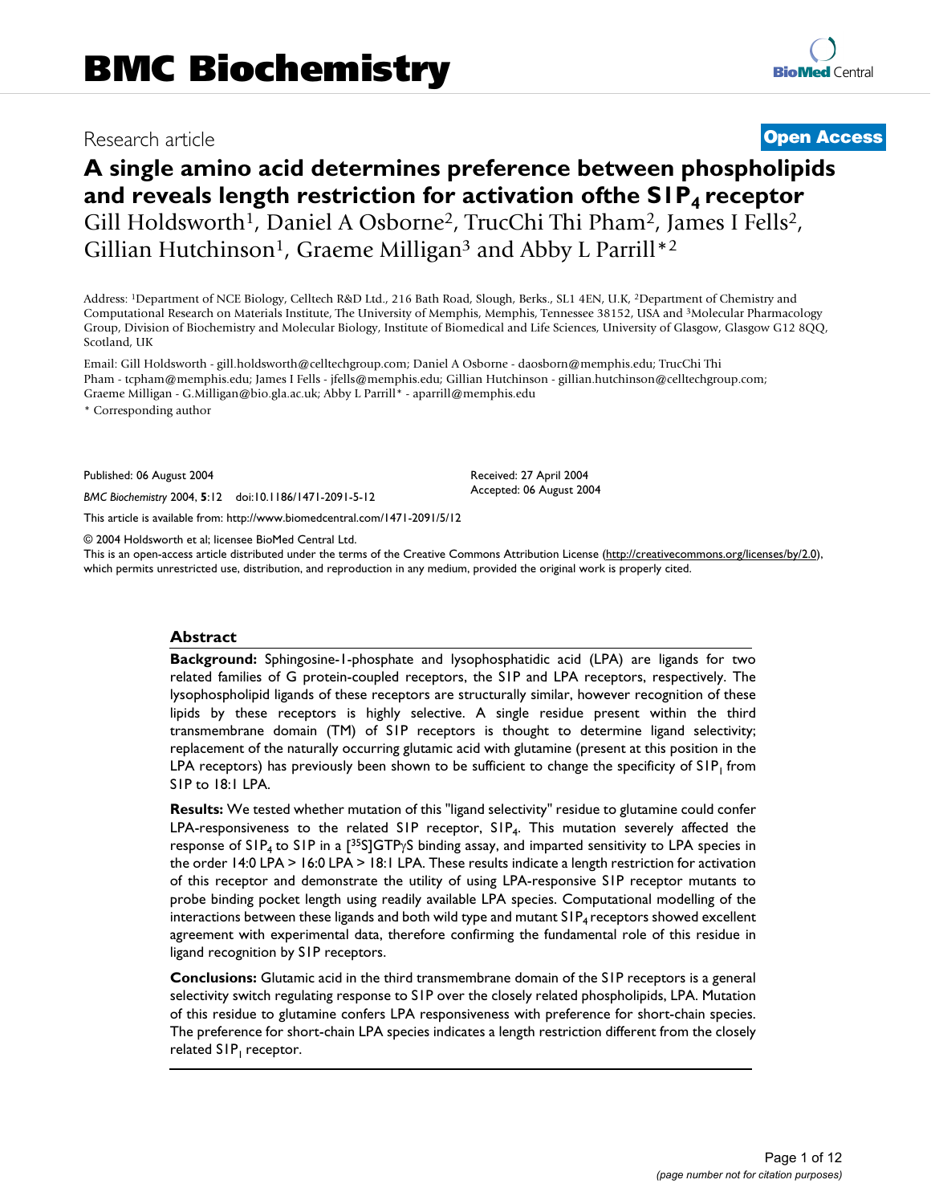# BMC Biochemistry

Research article

**Open Access**

# A single amino acid determines preference between phospholipids and reveals length restriction for activation ofthe $S1P_4$ receptor

Gill Holdsworth[1], Daniel A Osborne[2], TrucChi Thi Pham[2], James I Fells[2], Gillian Hutchinson[1], Graeme Milligan[3] and Abby L Parrill*[2]

Address: [1]Department of NCE Biology, Celltech R&D Ltd., 216 Bath Road, Slough, Berks., SL1 4EN, U.K, [2]Department of Chemistry and Computational Research on Materials Institute, The University of Memphis, Memphis, Tennessee 38152, USA and [3]Molecular Pharmacology Group, Division of Biochemistry and Molecular Biology, Institute of Biomedical and Life Sciences, University of Glasgow, Glasgow G12 8QQ, Scotland, UK

Email: Gill Holdsworth - gill.holdsworth@celltechgroup.com; Daniel A Osborne - daosborn@memphis.edu; TrucChi Thi Pham - tcpham@memphis.edu; James I Fells - jfells@memphis.edu; Gillian Hutchinson - gillian.hutchinson@celltechgroup.com; Graeme Milligan - G.Milligan@bio.gla.ac.uk; Abby L Parrill* - aparrill@memphis.edu

\* Corresponding author

Published: 06 August 2004

*BMC Biochemistry* 2004, **5**:12 doi:10.1186/1471-2091-5-12

Received: 27 April 2004
Accepted: 06 August 2004

This article is available from: http://www.biomedcentral.com/1471-2091/5/12

© 2004 Holdsworth et al; licensee BioMed Central Ltd.
This is an open-access article distributed under the terms of the Creative Commons Attribution License (http://creativecommons.org/licenses/by/2.0), which permits unrestricted use, distribution, and reproduction in any medium, provided the original work is properly cited.

## Abstract

**Background:** Sphingosine-1-phosphate and lysophosphatidic acid (LPA) are ligands for two related families of G protein-coupled receptors, the S1P and LPA receptors, respectively. The lysophospholipid ligands of these receptors are structurally similar, however recognition of these lipids by these receptors is highly selective. A single residue present within the third transmembrane domain (TM) of S1P receptors is thought to determine ligand selectivity; replacement of the naturally occurring glutamic acid with glutamine (present at this position in the LPA receptors) has previously been shown to be sufficient to change the specificity of $S1P_1$ from S1P to 18:1 LPA.

**Results:** We tested whether mutation of this "ligand selectivity" residue to glutamine could confer LPA-responsiveness to the related S1P receptor, $S1P_4$. This mutation severely affected the response of $S1P_4$ to S1P in a [$^{35}$S]GTPγS binding assay, and imparted sensitivity to LPA species in the order 14:0 LPA > 16:0 LPA > 18:1 LPA. These results indicate a length restriction for activation of this receptor and demonstrate the utility of using LPA-responsive S1P receptor mutants to probe binding pocket length using readily available LPA species. Computational modelling of the interactions between these ligands and both wild type and mutant $S1P_4$ receptors showed excellent agreement with experimental data, therefore confirming the fundamental role of this residue in ligand recognition by S1P receptors.

**Conclusions:** Glutamic acid in the third transmembrane domain of the S1P receptors is a general selectivity switch regulating response to S1P over the closely related phospholipids, LPA. Mutation of this residue to glutamine confers LPA responsiveness with preference for short-chain species. The preference for short-chain LPA species indicates a length restriction different from the closely related $S1P_1$ receptor.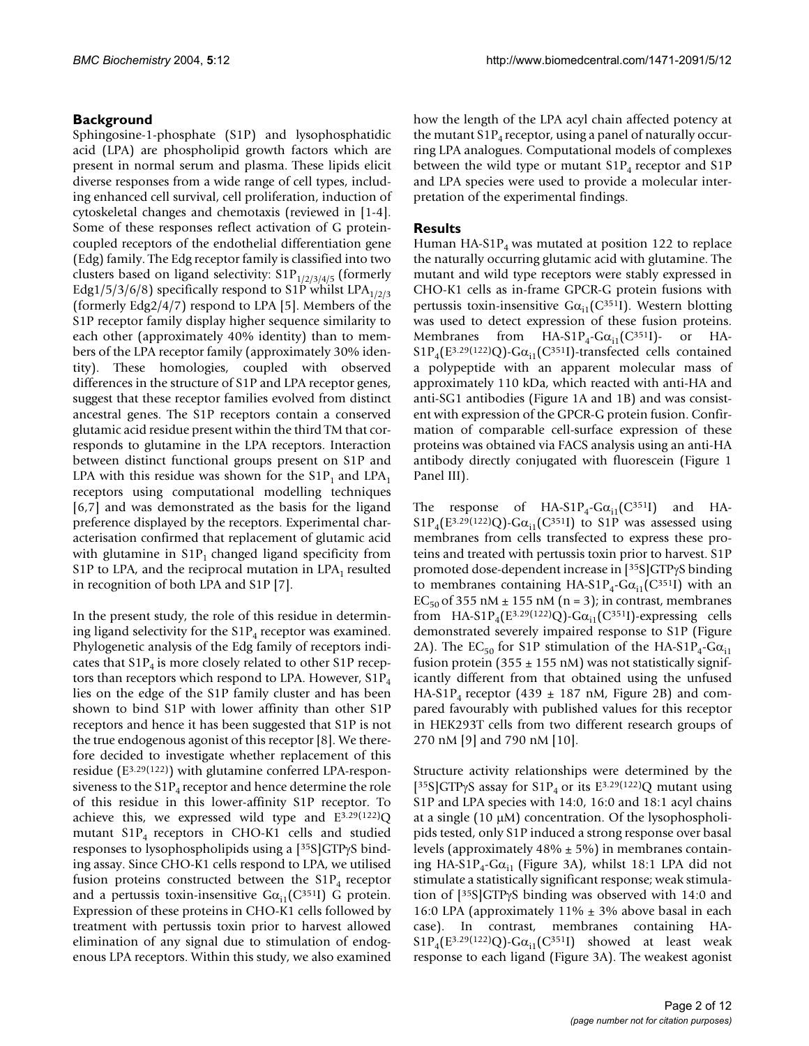## Background

Sphingosine-1-phosphate (S1P) and lysophosphatidic acid (LPA) are phospholipid growth factors which are present in normal serum and plasma. These lipids elicit diverse responses from a wide range of cell types, including enhanced cell survival, cell proliferation, induction of cytoskeletal changes and chemotaxis (reviewed in [1-4]. Some of these responses reflect activation of G protein-coupled receptors of the endothelial differentiation gene (Edg) family. The Edg receptor family is classified into two clusters based on ligand selectivity: $S1P_{1/2/3/4/5}$ (formerly Edg1/5/3/6/8) specifically respond to S1P whilst $LPA_{1/2/3}$ (formerly Edg2/4/7) respond to LPA [5]. Members of the S1P receptor family display higher sequence similarity to each other (approximately 40% identity) than to members of the LPA receptor family (approximately 30% identity). These homologies, coupled with observed differences in the structure of S1P and LPA receptor genes, suggest that these receptor families evolved from distinct ancestral genes. The S1P receptors contain a conserved glutamic acid residue present within the third TM that corresponds to glutamine in the LPA receptors. Interaction between distinct functional groups present on S1P and LPA with this residue was shown for the $S1P_1$ and $LPA_1$ receptors using computational modelling techniques [6,7] and was demonstrated as the basis for the ligand preference displayed by the receptors. Experimental characterisation confirmed that replacement of glutamic acid with glutamine in $S1P_1$ changed ligand specificity from S1P to LPA, and the reciprocal mutation in $LPA_1$ resulted in recognition of both LPA and S1P [7].

In the present study, the role of this residue in determining ligand selectivity for the $S1P_4$ receptor was examined. Phylogenetic analysis of the Edg family of receptors indicates that $S1P_4$ is more closely related to other S1P receptors than receptors which respond to LPA. However, $S1P_4$ lies on the edge of the S1P family cluster and has been shown to bind S1P with lower affinity than other S1P receptors and hence it has been suggested that S1P is not the true endogenous agonist of this receptor [8]. We therefore decided to investigate whether replacement of this residue ($E^{3.29(122)}$) with glutamine conferred LPA-responsiveness to the $S1P_4$ receptor and hence determine the role of this residue in this lower-affinity S1P receptor. To achieve this, we expressed wild type and $E^{3.29(122)}Q$ mutant $S1P_4$ receptors in CHO-K1 cells and studied responses to lysophospholipids using a [$^{35}$S]GTPγS binding assay. Since CHO-K1 cells respond to LPA, we utilised fusion proteins constructed between the $S1P_4$ receptor and a pertussis toxin-insensitive $G\alpha_{i1}(C^{351}I)$ G protein. Expression of these proteins in CHO-K1 cells followed by treatment with pertussis toxin prior to harvest allowed elimination of any signal due to stimulation of endogenous LPA receptors. Within this study, we also examined how the length of the LPA acyl chain affected potency at the mutant $S1P_4$ receptor, using a panel of naturally occurring LPA analogues. Computational models of complexes between the wild type or mutant $S1P_4$ receptor and S1P and LPA species were used to provide a molecular interpretation of the experimental findings.

## Results

Human HA-$S1P_4$ was mutated at position 122 to replace the naturally occurring glutamic acid with glutamine. The mutant and wild type receptors were stably expressed in CHO-K1 cells as in-frame GPCR-G protein fusions with pertussis toxin-insensitive $G\alpha_{i1}(C^{351}I)$. Western blotting was used to detect expression of these fusion proteins. Membranes from HA-$S1P_4$-$G\alpha_{i1}(C^{351}I)$- or HA-$S1P_4(E^{3.29(122)}Q)$-$G\alpha_{i1}(C^{351}I)$-transfected cells contained a polypeptide with an apparent molecular mass of approximately 110 kDa, which reacted with anti-HA and anti-SG1 antibodies (Figure 1A and 1B) and was consistent with expression of the GPCR-G protein fusion. Confirmation of comparable cell-surface expression of these proteins was obtained via FACS analysis using an anti-HA antibody directly conjugated with fluorescein (Figure 1 Panel III).

The response of HA-$S1P_4$-$G\alpha_{i1}(C^{351}I)$ and HA-$S1P_4(E^{3.29(122)}Q)$-$G\alpha_{i1}(C^{351}I)$ to S1P was assessed using membranes from cells transfected to express these proteins and treated with pertussis toxin prior to harvest. S1P promoted dose-dependent increase in [$^{35}$S]GTPγS binding to membranes containing HA-$S1P_4$-$G\alpha_{i1}(C^{351}I)$ with an $EC_{50}$ of 355 nM ± 155 nM (n = 3); in contrast, membranes from HA-$S1P_4(E^{3.29(122)}Q)$-$G\alpha_{i1}(C^{351}I)$-expressing cells demonstrated severely impaired response to S1P (Figure 2A). The $EC_{50}$ for S1P stimulation of the HA-$S1P_4$-$G\alpha_{i1}$ fusion protein (355 ± 155 nM) was not statistically significantly different from that obtained using the unfused HA-$S1P_4$ receptor (439 ± 187 nM, Figure 2B) and compared favourably with published values for this receptor in HEK293T cells from two different research groups of 270 nM [9] and 790 nM [10].

Structure activity relationships were determined by the [$^{35}$S]GTPγS assay for $S1P_4$ or its $E^{3.29(122)}Q$ mutant using S1P and LPA species with 14:0, 16:0 and 18:1 acyl chains at a single (10 μM) concentration. Of the lysophospholipids tested, only S1P induced a strong response over basal levels (approximately 48% ± 5%) in membranes containing HA-$S1P_4$-$G\alpha_{i1}$ (Figure 3A), whilst 18:1 LPA did not stimulate a statistically significant response; weak stimulation of [$^{35}$S]GTPγS binding was observed with 14:0 and 16:0 LPA (approximately 11% ± 3% above basal in each case). In contrast, membranes containing HA-$S1P_4(E^{3.29(122)}Q)$-$G\alpha_{i1}(C^{351}I)$ showed at least weak response to each ligand (Figure 3A). The weakest agonist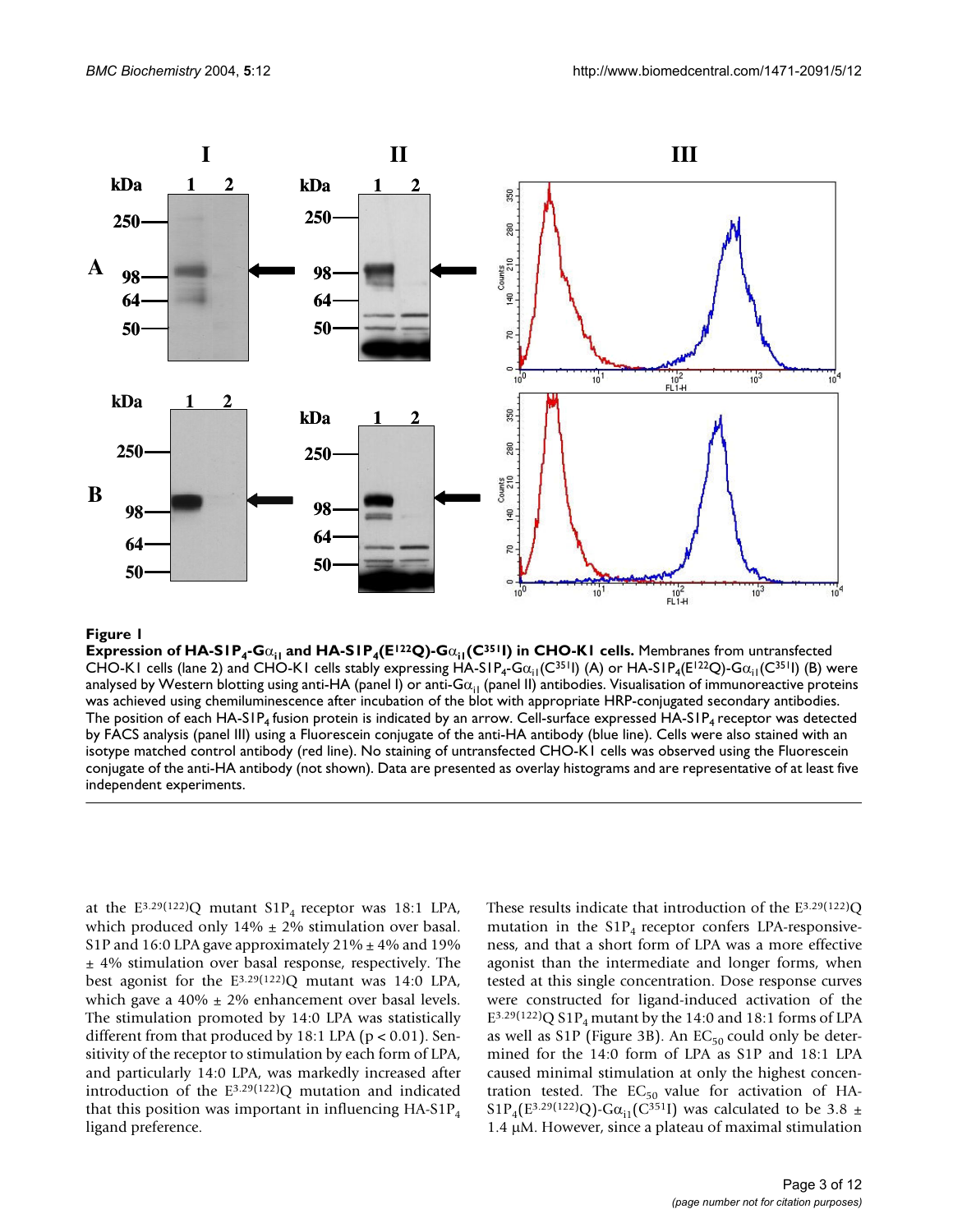**Figure 1**

**Expression of HA-S1P$_4$-G$\alpha_{i1}$ and HA-S1P$_4$(E$^{122}$Q)-G$\alpha_{i1}$(C$^{351}$I) in CHO-K1 cells.** Membranes from untransfected CHO-K1 cells (lane 2) and CHO-K1 cells stably expressing HA-S1P$_4$-G$\alpha_{i1}$(C$^{351}$I) (A) or HA-S1P$_4$(E$^{122}$Q)-G$\alpha_{i1}$(C$^{351}$I) (B) were analysed by Western blotting using anti-HA (panel I) or anti-G$\alpha_{i1}$ (panel II) antibodies. Visualisation of immunoreactive proteins was achieved using chemiluminescence after incubation of the blot with appropriate HRP-conjugated secondary antibodies. The position of each HA-S1P$_4$ fusion protein is indicated by an arrow. Cell-surface expressed HA-S1P$_4$ receptor was detected by FACS analysis (panel III) using a Fluorescein conjugate of the anti-HA antibody (blue line). Cells were also stained with an isotype matched control antibody (red line). No staining of untransfected CHO-K1 cells was observed using the Fluorescein conjugate of the anti-HA antibody (not shown). Data are presented as overlay histograms and are representative of at least five independent experiments.

at the E$^{3.29(122)}$Q mutant S1P$_4$ receptor was 18:1 LPA, which produced only 14% ± 2% stimulation over basal. S1P and 16:0 LPA gave approximately 21% ± 4% and 19% ± 4% stimulation over basal response, respectively. The best agonist for the E$^{3.29(122)}$Q mutant was 14:0 LPA, which gave a 40% ± 2% enhancement over basal levels. The stimulation promoted by 14:0 LPA was statistically different from that produced by 18:1 LPA ($p < 0.01$). Sensitivity of the receptor to stimulation by each form of LPA, and particularly 14:0 LPA, was markedly increased after introduction of the E$^{3.29(122)}$Q mutation and indicated that this position was important in influencing HA-S1P$_4$ ligand preference.

These results indicate that introduction of the E$^{3.29(122)}$Q mutation in the S1P$_4$ receptor confers LPA-responsiveness, and that a short form of LPA was a more effective agonist than the intermediate and longer forms, when tested at this single concentration. Dose response curves were constructed for ligand-induced activation of the E$^{3.29(122)}$Q S1P$_4$ mutant by the 14:0 and 18:1 forms of LPA as well as S1P (Figure 3B). An $EC_{50}$ could only be determined for the 14:0 form of LPA as S1P and 18:1 LPA caused minimal stimulation at only the highest concentration tested. The $EC_{50}$ value for activation of HA-S1P$_4$(E$^{3.29(122)}$Q)-G$\alpha_{i1}$(C$^{351}$I) was calculated to be 3.8 ± 1.4 μM. However, since a plateau of maximal stimulation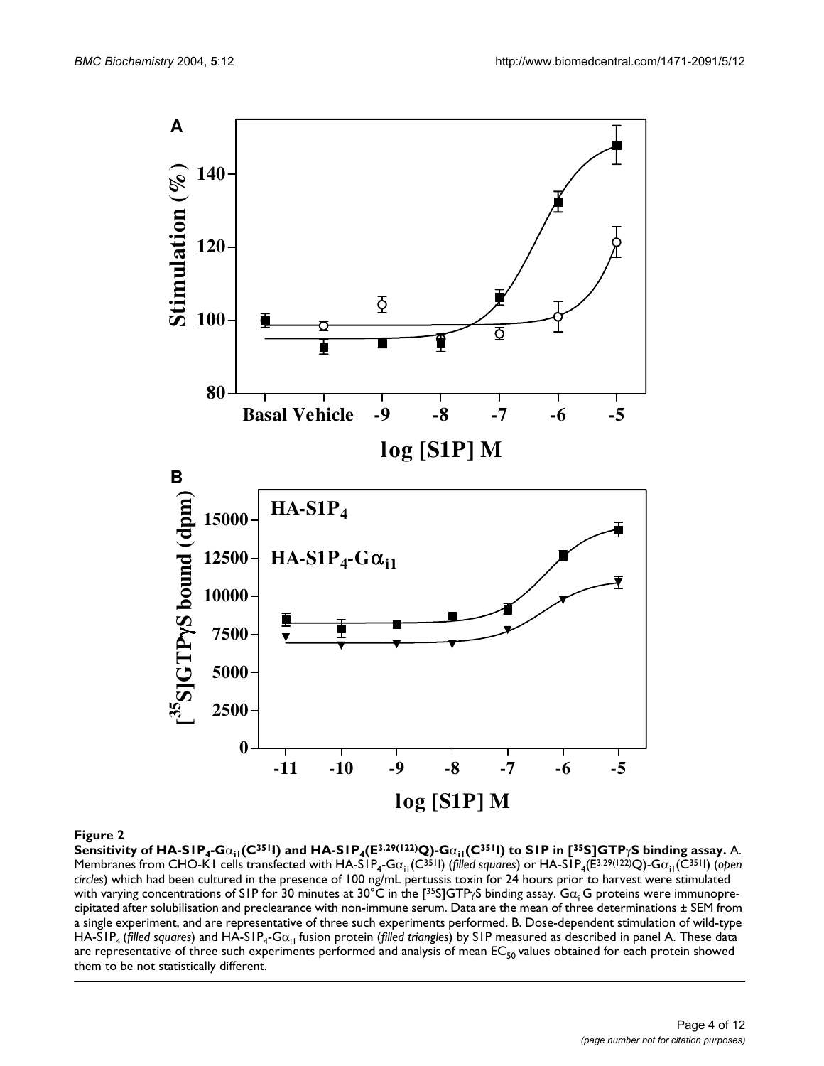**Figure 2**

**Sensitivity of HA-S1P$_4$-G$\alpha_{i1}$(C$^{351}$I) and HA-S1P$_4$(E$^{3.29(122)}$Q)-G$\alpha_{i1}$(C$^{351}$I) to S1P in [$^{35}$S]GTP$\gamma$S binding assay.** A. Membranes from CHO-K1 cells transfected with HA-S1P$_4$-G$\alpha_{i1}$(C$^{351}$I) (*filled squares*) or HA-S1P$_4$(E$^{3.29(122)}$Q)-G$\alpha_{i1}$(C$^{351}$I) (*open circles*) which had been cultured in the presence of 100 ng/mL pertussis toxin for 24 hours prior to harvest were stimulated with varying concentrations of S1P for 30 minutes at 30°C in the [$^{35}$S]GTP$\gamma$S binding assay. G$\alpha_i$ G proteins were immunoprecipitated after solubilisation and preclearance with non-immune serum. Data are the mean of three determinations ± SEM from a single experiment, and are representative of three such experiments performed. B. Dose-dependent stimulation of wild-type HA-S1P$_4$ (*filled squares*) and HA-S1P$_4$-G$\alpha_{i1}$ fusion protein (*filled triangles*) by S1P measured as described in panel A. These data are representative of three such experiments performed and analysis of mean $EC_{50}$ values obtained for each protein showed them to be not statistically different.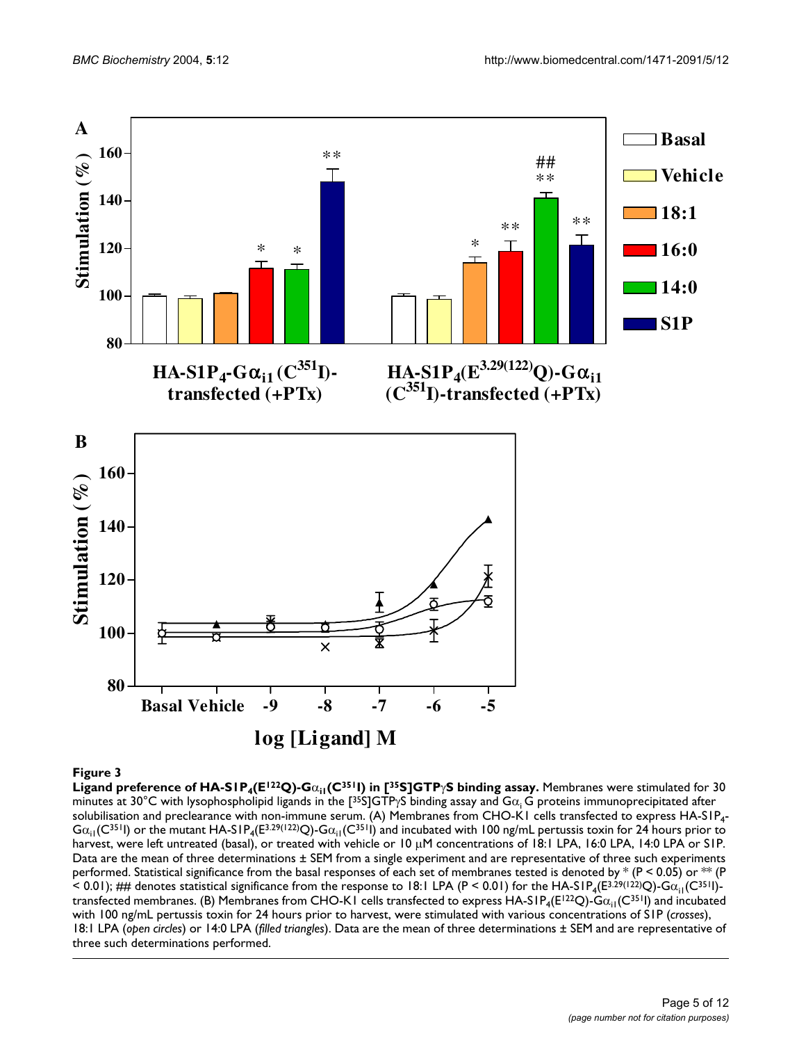**Figure 3**

**Ligand preference of HA-S1P$_4$(E$^{122}$Q)-G$\alpha_{i1}$(C$^{351}$I) in [$^{35}$S]GTP$\gamma$S binding assay.** Membranes were stimulated for 30 minutes at 30°C with lysophospholipid ligands in the [$^{35}$S]GTP$\gamma$S binding assay and G$\alpha_i$ G proteins immunoprecipitated after solubilisation and preclearance with non-immune serum. (A) Membranes from CHO-K1 cells transfected to express HA-S1P$_4$-G$\alpha_{i1}$(C$^{351}$I) or the mutant HA-S1P$_4$(E$^{3.29(122)}$Q)-G$\alpha_{i1}$(C$^{351}$I) and incubated with 100 ng/mL pertussis toxin for 24 hours prior to harvest, were left untreated (basal), or treated with vehicle or 10 μM concentrations of 18:1 LPA, 16:0 LPA, 14:0 LPA or S1P. Data are the mean of three determinations ± SEM from a single experiment and are representative of three such experiments performed. Statistical significance from the basal responses of each set of membranes tested is denoted by * ($P < 0.05$) or ** ($P < 0.01$); ## denotes statistical significance from the response to 18:1 LPA ($P < 0.01$) for the HA-S1P$_4$(E$^{3.29(122)}$Q)-G$\alpha_{i1}$(C$^{351}$I)-transfected membranes. (B) Membranes from CHO-K1 cells transfected to express HA-S1P$_4$(E$^{122}$Q)-G$\alpha_{i1}$(C$^{351}$I) and incubated with 100 ng/mL pertussis toxin for 24 hours prior to harvest, were stimulated with various concentrations of S1P (*crosses*), 18:1 LPA (*open circles*) or 14:0 LPA (*filled triangles*). Data are the mean of three determinations ± SEM and are representative of three such determinations performed.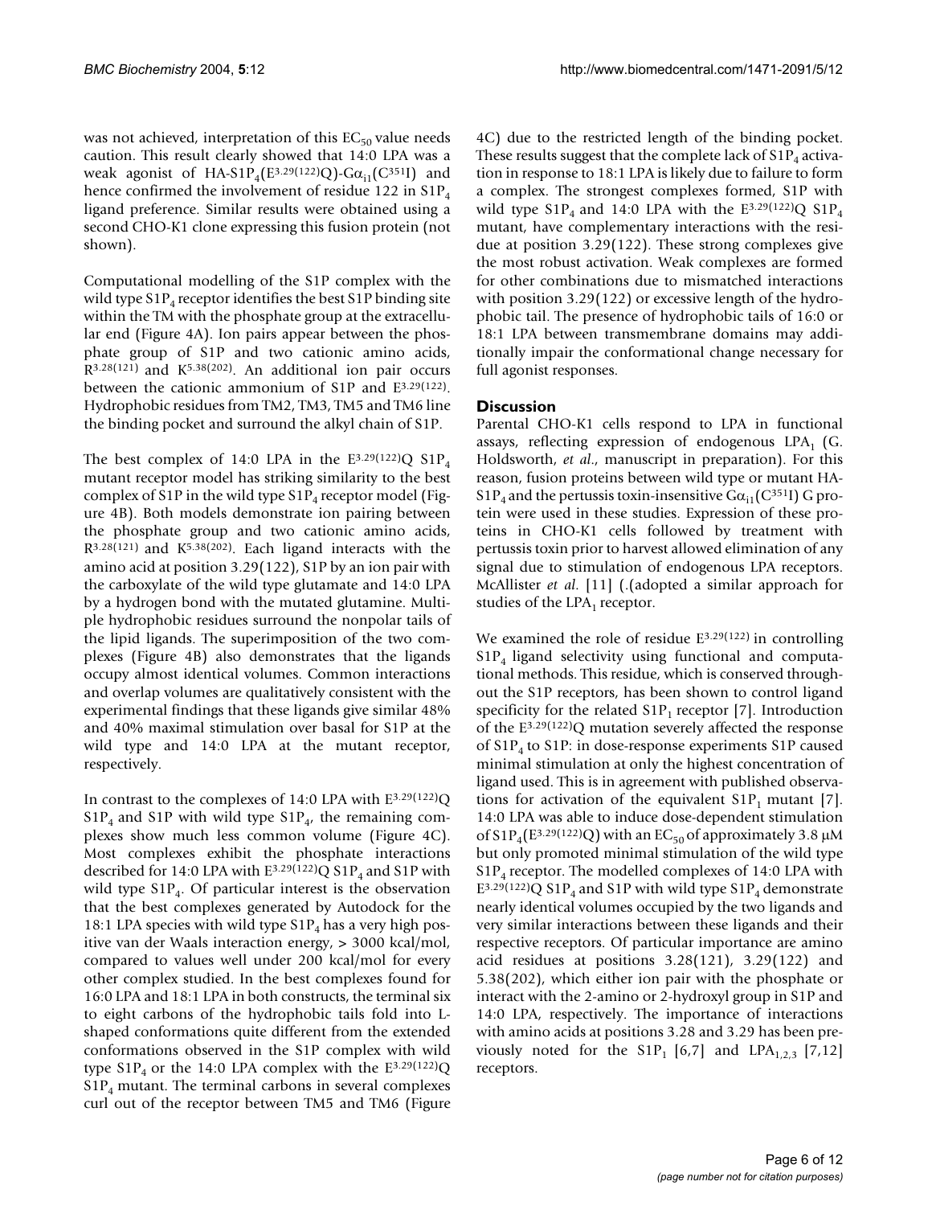was not achieved, interpretation of this $EC_{50}$ value needs caution. This result clearly showed that 14:0 LPA was a weak agonist of HA-$S1P_4(E^{3.29(122)}Q)$-$G\alpha_{i1}(C^{351}I)$ and hence confirmed the involvement of residue 122 in $S1P_4$ ligand preference. Similar results were obtained using a second CHO-K1 clone expressing this fusion protein (not shown).

Computational modelling of the S1P complex with the wild type $S1P_4$ receptor identifies the best S1P binding site within the TM with the phosphate group at the extracellular end (Figure 4A). Ion pairs appear between the phosphate group of S1P and two cationic amino acids, $R^{3.28(121)}$ and $K^{5.38(202)}$. An additional ion pair occurs between the cationic ammonium of S1P and $E^{3.29(122)}$. Hydrophobic residues from TM2, TM3, TM5 and TM6 line the binding pocket and surround the alkyl chain of S1P.

The best complex of 14:0 LPA in the $E^{3.29(122)}Q$ $S1P_4$ mutant receptor model has striking similarity to the best complex of S1P in the wild type $S1P_4$ receptor model (Figure 4B). Both models demonstrate ion pairing between the phosphate group and two cationic amino acids, $R^{3.28(121)}$ and $K^{5.38(202)}$. Each ligand interacts with the amino acid at position 3.29(122), S1P by an ion pair with the carboxylate of the wild type glutamate and 14:0 LPA by a hydrogen bond with the mutated glutamine. Multiple hydrophobic residues surround the nonpolar tails of the lipid ligands. The superimposition of the two complexes (Figure 4B) also demonstrates that the ligands occupy almost identical volumes. Common interactions and overlap volumes are qualitatively consistent with the experimental findings that these ligands give similar 48% and 40% maximal stimulation over basal for S1P at the wild type and 14:0 LPA at the mutant receptor, respectively.

In contrast to the complexes of 14:0 LPA with $E^{3.29(122)}Q$ $S1P_4$ and S1P with wild type $S1P_4$, the remaining complexes show much less common volume (Figure 4C). Most complexes exhibit the phosphate interactions described for 14:0 LPA with $E^{3.29(122)}Q$ $S1P_4$ and S1P with wild type $S1P_4$. Of particular interest is the observation that the best complexes generated by Autodock for the 18:1 LPA species with wild type $S1P_4$ has a very high positive van der Waals interaction energy, > 3000 kcal/mol, compared to values well under 200 kcal/mol for every other complex studied. In the best complexes found for 16:0 LPA and 18:1 LPA in both constructs, the terminal six to eight carbons of the hydrophobic tails fold into L-shaped conformations quite different from the extended conformations observed in the S1P complex with wild type $S1P_4$ or the 14:0 LPA complex with the $E^{3.29(122)}Q$ $S1P_4$ mutant. The terminal carbons in several complexes curl out of the receptor between TM5 and TM6 (Figure 4C) due to the restricted length of the binding pocket. These results suggest that the complete lack of $S1P_4$ activation in response to 18:1 LPA is likely due to failure to form a complex. The strongest complexes formed, S1P with wild type $S1P_4$ and 14:0 LPA with the $E^{3.29(122)}Q$ $S1P_4$ mutant, have complementary interactions with the residue at position 3.29(122). These strong complexes give the most robust activation. Weak complexes are formed for other combinations due to mismatched interactions with position 3.29(122) or excessive length of the hydrophobic tail. The presence of hydrophobic tails of 16:0 or 18:1 LPA between transmembrane domains may additionally impair the conformational change necessary for full agonist responses.

## Discussion

Parental CHO-K1 cells respond to LPA in functional assays, reflecting expression of endogenous $LPA_1$ (G. Holdsworth, *et al*., manuscript in preparation). For this reason, fusion proteins between wild type or mutant HA-$S1P_4$ and the pertussis toxin-insensitive $G\alpha_{i1}(C^{351}I)$ G protein were used in these studies. Expression of these proteins in CHO-K1 cells followed by treatment with pertussis toxin prior to harvest allowed elimination of any signal due to stimulation of endogenous LPA receptors. McAllister *et al.* [11] (.(adopted a similar approach for studies of the $LPA_1$ receptor.

We examined the role of residue $E^{3.29(122)}$ in controlling $S1P_4$ ligand selectivity using functional and computational methods. This residue, which is conserved throughout the S1P receptors, has been shown to control ligand specificity for the related $S1P_1$ receptor [7]. Introduction of the $E^{3.29(122)}Q$ mutation severely affected the response of $S1P_4$ to S1P: in dose-response experiments S1P caused minimal stimulation at only the highest concentration of ligand used. This is in agreement with published observations for activation of the equivalent $S1P_1$ mutant [7]. 14:0 LPA was able to induce dose-dependent stimulation of $S1P_4(E^{3.29(122)}Q)$ with an $EC_{50}$ of approximately 3.8 μM but only promoted minimal stimulation of the wild type $S1P_4$ receptor. The modelled complexes of 14:0 LPA with $E^{3.29(122)}Q$ $S1P_4$ and S1P with wild type $S1P_4$ demonstrate nearly identical volumes occupied by the two ligands and very similar interactions between these ligands and their respective receptors. Of particular importance are amino acid residues at positions 3.28(121), 3.29(122) and 5.38(202), which either ion pair with the phosphate or interact with the 2-amino or 2-hydroxyl group in S1P and 14:0 LPA, respectively. The importance of interactions with amino acids at positions 3.28 and 3.29 has been previously noted for the $S1P_1$ [6,7] and $LPA_{1,2,3}$ [7,12] receptors.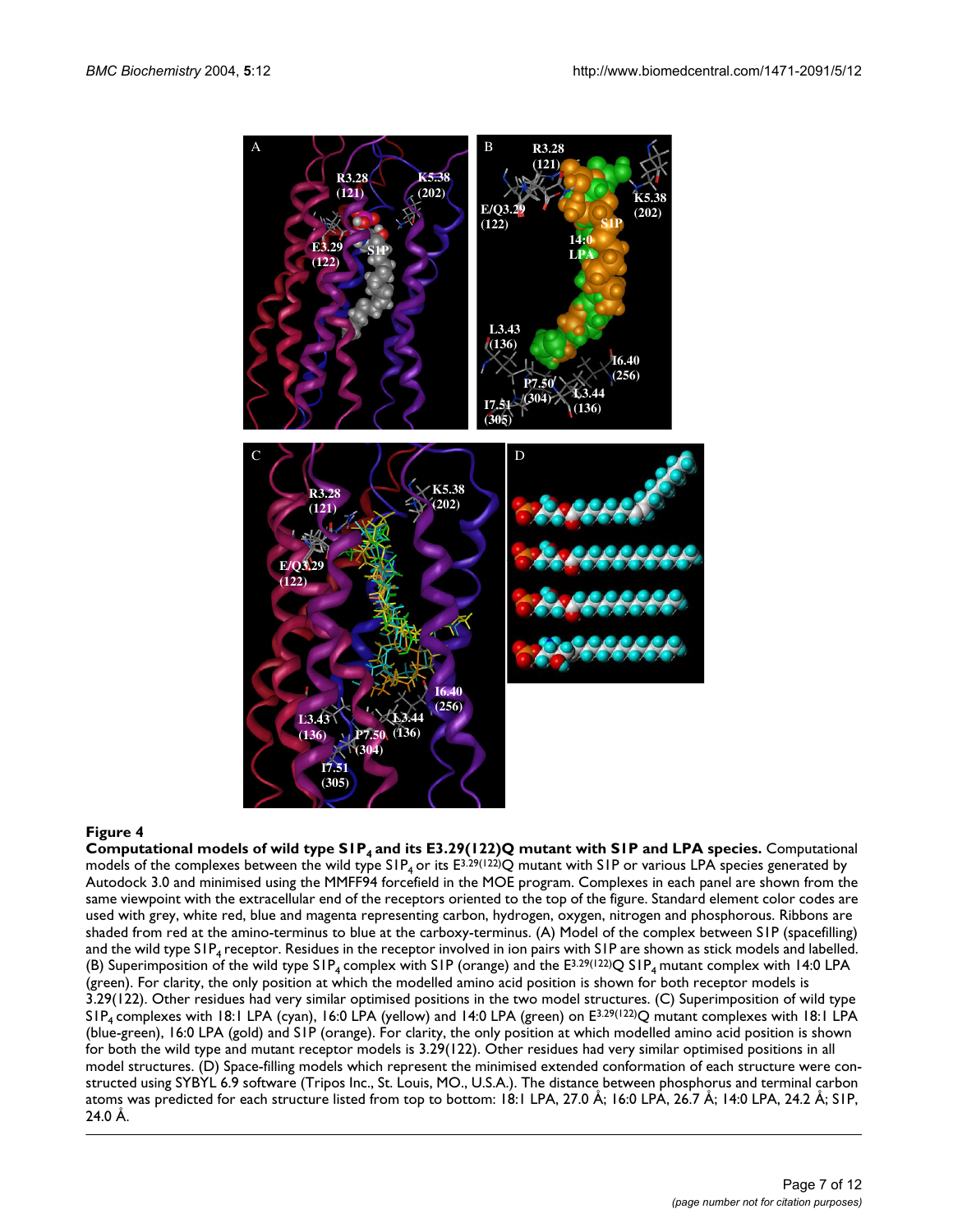**Figure 4**

**Computational models of wild type $S1P_4$ and its E3.29(122)Q mutant with S1P and LPA species.** Computational models of the complexes between the wild type $S1P_4$ or its $E^{3.29(122)}Q$ mutant with S1P or various LPA species generated by Autodock 3.0 and minimised using the MMFF94 forcefield in the MOE program. Complexes in each panel are shown from the same viewpoint with the extracellular end of the receptors oriented to the top of the figure. Standard element color codes are used with grey, white red, blue and magenta representing carbon, hydrogen, oxygen, nitrogen and phosphorous. Ribbons are shaded from red at the amino-terminus to blue at the carboxy-terminus. (A) Model of the complex between S1P (spacefilling) and the wild type $S1P_4$ receptor. Residues in the receptor involved in ion pairs with S1P are shown as stick models and labelled. (B) Superimposition of the wild type $S1P_4$ complex with S1P (orange) and the $E^{3.29(122)}Q$ $S1P_4$ mutant complex with 14:0 LPA (green). For clarity, the only position at which the modelled amino acid position is shown for both receptor models is 3.29(122). Other residues had very similar optimised positions in the two model structures. (C) Superimposition of wild type $S1P_4$ complexes with 18:1 LPA (cyan), 16:0 LPA (yellow) and 14:0 LPA (green) on $E^{3.29(122)}Q$ mutant complexes with 18:1 LPA (blue-green), 16:0 LPA (gold) and S1P (orange). For clarity, the only position at which modelled amino acid position is shown for both the wild type and mutant receptor models is 3.29(122). Other residues had very similar optimised positions in all model structures. (D) Space-filling models which represent the minimised extended conformation of each structure were constructed using SYBYL 6.9 software (Tripos Inc., St. Louis, MO., U.S.A.). The distance between phosphorus and terminal carbon atoms was predicted for each structure listed from top to bottom: 18:1 LPA, 27.0 Å; 16:0 LPA, 26.7 Å; 14:0 LPA, 24.2 Å; S1P, 24.0 Å.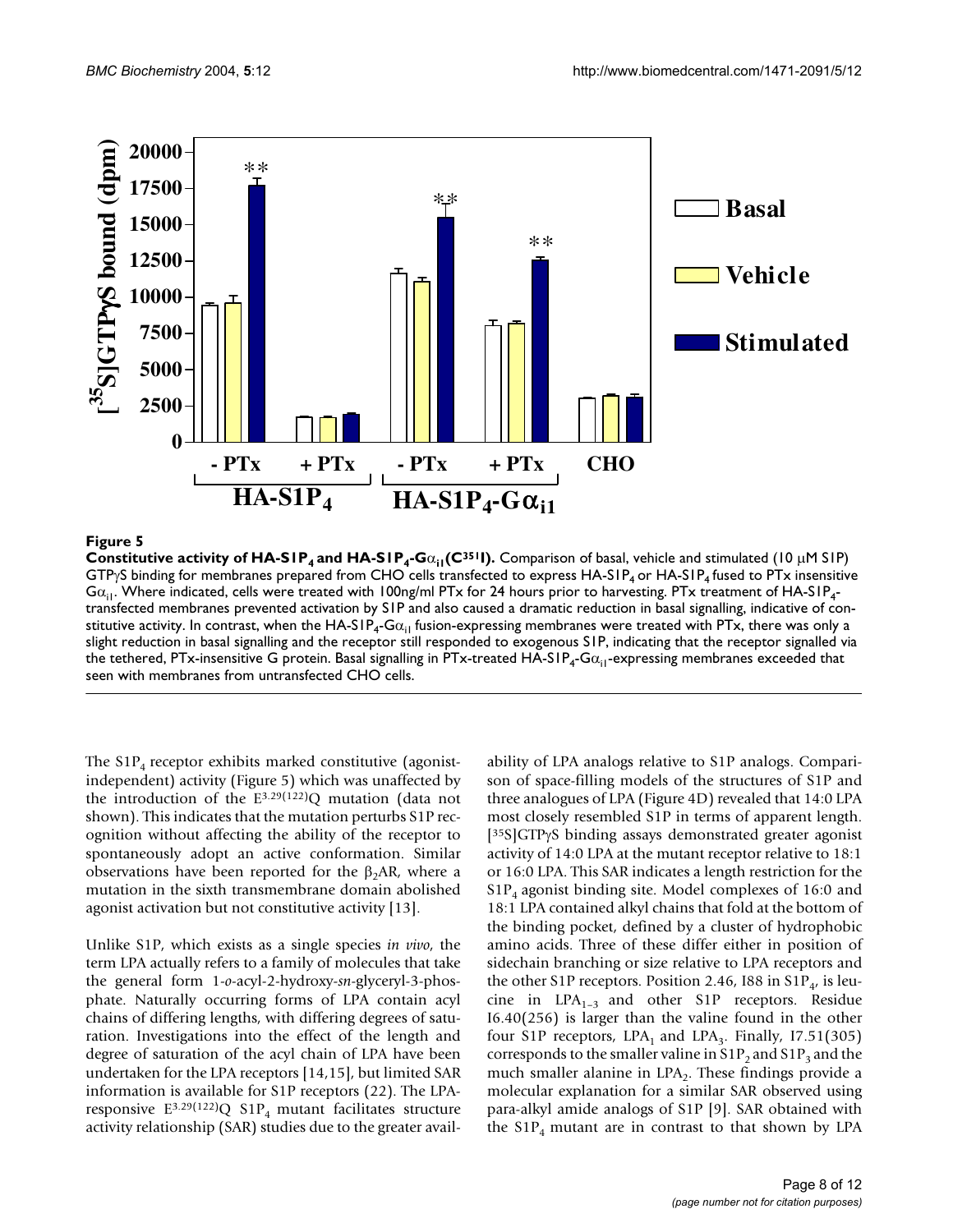**Figure 5**

**Constitutive activity of HA-S1P$_4$ and HA-S1P$_4$-G$\alpha_{i1}$(C$^{351}$I).** Comparison of basal, vehicle and stimulated (10 μM S1P) GTPγS binding for membranes prepared from CHO cells transfected to express HA-S1P$_4$ or HA-S1P$_4$ fused to PTx insensitive G$\alpha_{i1}$. Where indicated, cells were treated with 100ng/ml PTx for 24 hours prior to harvesting. PTx treatment of HA-S1P$_4$-transfected membranes prevented activation by S1P and also caused a dramatic reduction in basal signalling, indicative of constitutive activity. In contrast, when the HA-S1P$_4$-G$\alpha_{i1}$ fusion-expressing membranes were treated with PTx, there was only a slight reduction in basal signalling and the receptor still responded to exogenous S1P, indicating that the receptor signalled via the tethered, PTx-insensitive G protein. Basal signalling in PTx-treated HA-S1P$_4$-G$\alpha_{i1}$-expressing membranes exceeded that seen with membranes from untransfected CHO cells.

The S1P$_4$ receptor exhibits marked constitutive (agonist-independent) activity (Figure 5) which was unaffected by the introduction of the E$^{3.29(122)}$Q mutation (data not shown). This indicates that the mutation perturbs S1P recognition without affecting the ability of the receptor to spontaneously adopt an active conformation. Similar observations have been reported for the $\beta_2$AR, where a mutation in the sixth transmembrane domain abolished agonist activation but not constitutive activity [13].

Unlike S1P, which exists as a single species *in vivo*, the term LPA actually refers to a family of molecules that take the general form 1-*o*-acyl-2-hydroxy-*sn*-glyceryl-3-phosphate. Naturally occurring forms of LPA contain acyl chains of differing lengths, with differing degrees of saturation. Investigations into the effect of the length and degree of saturation of the acyl chain of LPA have been undertaken for the LPA receptors [14,15], but limited SAR information is available for S1P receptors (22). The LPA-responsive E$^{3.29(122)}$Q S1P$_4$ mutant facilitates structure activity relationship (SAR) studies due to the greater availability of LPA analogs relative to S1P analogs. Comparison of space-filling models of the structures of S1P and three analogues of LPA (Figure 4D) revealed that 14:0 LPA most closely resembled S1P in terms of apparent length. [$^{35}$S]GTPγS binding assays demonstrated greater agonist activity of 14:0 LPA at the mutant receptor relative to 18:1 or 16:0 LPA. This SAR indicates a length restriction for the S1P$_4$ agonist binding site. Model complexes of 16:0 and 18:1 LPA contained alkyl chains that fold at the bottom of the binding pocket, defined by a cluster of hydrophobic amino acids. Three of these differ either in position of sidechain branching or size relative to LPA receptors and the other S1P receptors. Position 2.46, I88 in S1P$_4$, is leucine in LPA$_{1-3}$ and other S1P receptors. Residue I6.40(256) is larger than the valine found in the other four S1P receptors, LPA$_1$ and LPA$_3$. Finally, I7.51(305) corresponds to the smaller valine in S1P$_2$ and S1P$_3$ and the much smaller alanine in LPA$_2$. These findings provide a molecular explanation for a similar SAR observed using para-alkyl amide analogs of S1P [9]. SAR obtained with the S1P$_4$ mutant are in contrast to that shown by LPA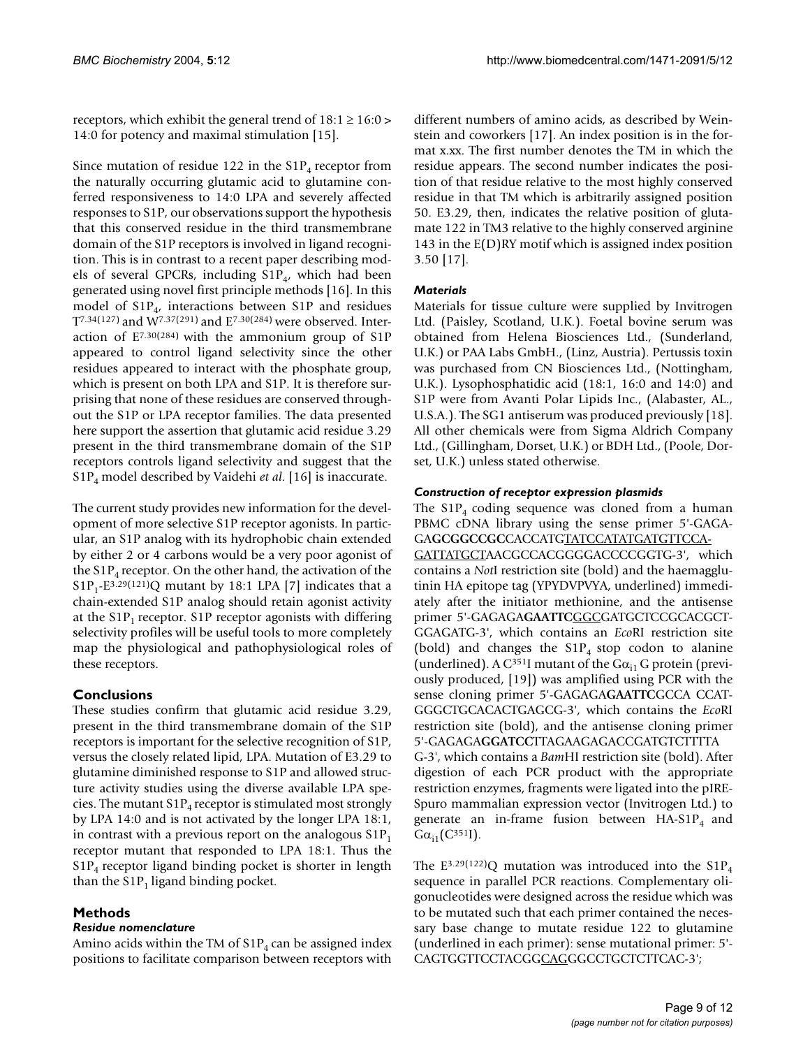receptors, which exhibit the general trend of 18:1 ≥ 16:0 > 14:0 for potency and maximal stimulation [15].

Since mutation of residue 122 in the $S1P_4$ receptor from the naturally occurring glutamic acid to glutamine conferred responsiveness to 14:0 LPA and severely affected responses to S1P, our observations support the hypothesis that this conserved residue in the third transmembrane domain of the S1P receptors is involved in ligand recognition. This is in contrast to a recent paper describing models of several GPCRs, including $S1P_4$, which had been generated using novel first principle methods [16]. In this model of $S1P_4$, interactions between S1P and residues $T^{7.34(127)}$ and $W^{7.37(291)}$ and $E^{7.30(284)}$ were observed. Interaction of $E^{7.30(284)}$ with the ammonium group of S1P appeared to control ligand selectivity since the other residues appeared to interact with the phosphate group, which is present on both LPA and S1P. It is therefore surprising that none of these residues are conserved throughout the S1P or LPA receptor families. The data presented here support the assertion that glutamic acid residue 3.29 present in the third transmembrane domain of the S1P receptors controls ligand selectivity and suggest that the $S1P_4$ model described by Vaidehi *et al*. [16] is inaccurate.

The current study provides new information for the development of more selective S1P receptor agonists. In particular, an S1P analog with its hydrophobic chain extended by either 2 or 4 carbons would be a very poor agonist of the $S1P_4$ receptor. On the other hand, the activation of the $S1P_1$-$E^{3.29(121)}$Q mutant by 18:1 LPA [7] indicates that a chain-extended S1P analog should retain agonist activity at the $S1P_1$ receptor. S1P receptor agonists with differing selectivity profiles will be useful tools to more completely map the physiological and pathophysiological roles of these receptors.

## Conclusions

These studies confirm that glutamic acid residue 3.29, present in the third transmembrane domain of the S1P receptors is important for the selective recognition of S1P, versus the closely related lipid, LPA. Mutation of E3.29 to glutamine diminished response to S1P and allowed structure activity studies using the diverse available LPA species. The mutant $S1P_4$ receptor is stimulated most strongly by LPA 14:0 and is not activated by the longer LPA 18:1, in contrast with a previous report on the analogous $S1P_1$ receptor mutant that responded to LPA 18:1. Thus the $S1P_4$ receptor ligand binding pocket is shorter in length than the $S1P_1$ ligand binding pocket.

## Methods

### *Residue nomenclature*

Amino acids within the TM of $S1P_4$ can be assigned index positions to facilitate comparison between receptors with different numbers of amino acids, as described by Weinstein and coworkers [17]. An index position is in the format x.xx. The first number denotes the TM in which the residue appears. The second number indicates the position of that residue relative to the most highly conserved residue in that TM which is arbitrarily assigned position 50. E3.29, then, indicates the relative position of glutamate 122 in TM3 relative to the highly conserved arginine 143 in the E(D)RY motif which is assigned index position 3.50 [17].

### *Materials*

Materials for tissue culture were supplied by Invitrogen Ltd. (Paisley, Scotland, U.K.). Foetal bovine serum was obtained from Helena Biosciences Ltd., (Sunderland, U.K.) or PAA Labs GmbH., (Linz, Austria). Pertussis toxin was purchased from CN Biosciences Ltd., (Nottingham, U.K.). Lysophosphatidic acid (18:1, 16:0 and 14:0) and S1P were from Avanti Polar Lipids Inc., (Alabaster, AL., U.S.A.). The SG1 antiserum was produced previously [18]. All other chemicals were from Sigma Aldrich Company Ltd., (Gillingham, Dorset, U.K.) or BDH Ltd., (Poole, Dorset, U.K.) unless stated otherwise.

### *Construction of receptor expression plasmids*

The $S1P_4$ coding sequence was cloned from a human PBMC cDNA library using the sense primer 5'-GAGAGA**GCGGCCGC**CACCATGTATCCATATGATGTTCCAGATTATGCTAACGCCACGGGGACCCCGGTG-3', which contains a *Not*I restriction site (bold) and the haemagglutinin HA epitope tag (YPYDVPVYA, underlined) immediately after the initiator methionine, and the antisense primer 5'-GAGAGA**GAATTC**GGCGATGCTCCGCACGCTGGAGATG-3', which contains an *Eco*RI restriction site (bold) and changes the $S1P_4$ stop codon to alanine (underlined). A $C^{351}$I mutant of the $G\alpha_{i1}$ G protein (previously produced, [19]) was amplified using PCR with the sense cloning primer 5'-GAGAGA**GAATTC**GCCA CCATGGGCTGCACACTGAGCG-3', which contains the *Eco*RI restriction site (bold), and the antisense cloning primer 5'-GAGAGA**GGATCC**TTAGAAGAGACCGATGTCTTTTA G-3', which contains a *Bam*HI restriction site (bold). After digestion of each PCR product with the appropriate restriction enzymes, fragments were ligated into the pIRESpuro mammalian expression vector (Invitrogen Ltd.) to generate an in-frame fusion between HA-$S1P_4$ and $G\alpha_{i1}(C^{351}I)$.

The $E^{3.29(122)}$Q mutation was introduced into the $S1P_4$ sequence in parallel PCR reactions. Complementary oligonucleotides were designed across the residue which was to be mutated such that each primer contained the necessary base change to mutate residue 122 to glutamine (underlined in each primer): sense mutational primer: 5'-CAGTGGTTCCTACGGCAGGGCCTGCTCTTCAC-3';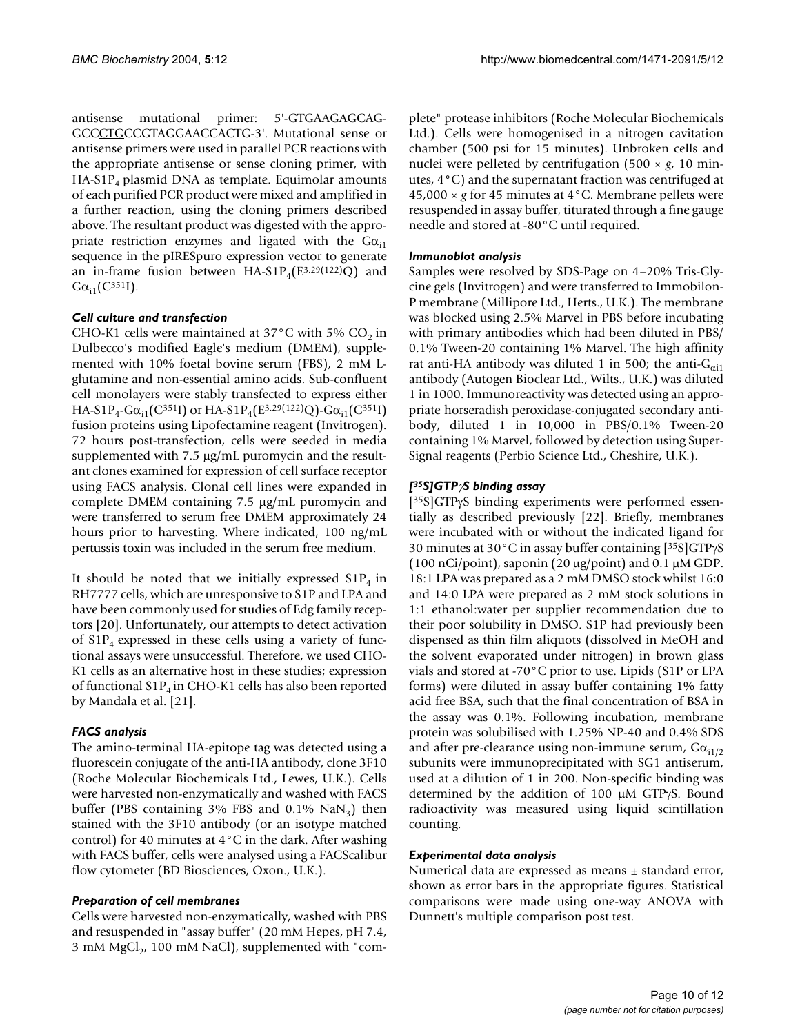antisense mutational primer: 5'-GTGAAGAGCAG-GCCCTGCCGTAGGAACCACTG-3'. Mutational sense or antisense primers were used in parallel PCR reactions with the appropriate antisense or sense cloning primer, with HA-$S1P_4$ plasmid DNA as template. Equimolar amounts of each purified PCR product were mixed and amplified in a further reaction, using the cloning primers described above. The resultant product was digested with the appropriate restriction enzymes and ligated with the $G\alpha_{i1}$ sequence in the pIRESpuro expression vector to generate an in-frame fusion between HA-$S1P_4$($E^{3.29(122)}$Q) and $G\alpha_{i1}$($C^{351}$I).

### *Cell culture and transfection*

CHO-K1 cells were maintained at 37°C with 5% $CO_2$ in Dulbecco's modified Eagle's medium (DMEM), supplemented with 10% foetal bovine serum (FBS), 2 mM L-glutamine and non-essential amino acids. Sub-confluent cell monolayers were stably transfected to express either HA-$S1P_4$-$G\alpha_{i1}$($C^{351}$I) or HA-$S1P_4$($E^{3.29(122)}$Q)-$G\alpha_{i1}$($C^{351}$I) fusion proteins using Lipofectamine reagent (Invitrogen). 72 hours post-transfection, cells were seeded in media supplemented with 7.5 μg/mL puromycin and the resultant clones examined for expression of cell surface receptor using FACS analysis. Clonal cell lines were expanded in complete DMEM containing 7.5 μg/mL puromycin and were transferred to serum free DMEM approximately 24 hours prior to harvesting. Where indicated, 100 ng/mL pertussis toxin was included in the serum free medium.

It should be noted that we initially expressed $S1P_4$ in RH7777 cells, which are unresponsive to S1P and LPA and have been commonly used for studies of Edg family receptors [20]. Unfortunately, our attempts to detect activation of $S1P_4$ expressed in these cells using a variety of functional assays were unsuccessful. Therefore, we used CHO-K1 cells as an alternative host in these studies; expression of functional $S1P_4$ in CHO-K1 cells has also been reported by Mandala et al. [21].

### *FACS analysis*

The amino-terminal HA-epitope tag was detected using a fluorescein conjugate of the anti-HA antibody, clone 3F10 (Roche Molecular Biochemicals Ltd., Lewes, U.K.). Cells were harvested non-enzymatically and washed with FACS buffer (PBS containing 3% FBS and 0.1% $NaN_3$) then stained with the 3F10 antibody (or an isotype matched control) for 40 minutes at 4°C in the dark. After washing with FACS buffer, cells were analysed using a FACScalibur flow cytometer (BD Biosciences, Oxon., U.K.).

### *Preparation of cell membranes*

Cells were harvested non-enzymatically, washed with PBS and resuspended in "assay buffer" (20 mM Hepes, pH 7.4, 3 mM $MgCl_2$, 100 mM NaCl), supplemented with "complete" protease inhibitors (Roche Molecular Biochemicals Ltd.). Cells were homogenised in a nitrogen cavitation chamber (500 psi for 15 minutes). Unbroken cells and nuclei were pelleted by centrifugation (500 × *g*, 10 minutes, 4°C) and the supernatant fraction was centrifuged at 45,000 × *g* for 45 minutes at 4°C. Membrane pellets were resuspended in assay buffer, titurated through a fine gauge needle and stored at -80°C until required.

### *Immunoblot analysis*

Samples were resolved by SDS-Page on 4–20% Tris-Glycine gels (Invitrogen) and were transferred to Immobilon-P membrane (Millipore Ltd., Herts., U.K.). The membrane was blocked using 2.5% Marvel in PBS before incubating with primary antibodies which had been diluted in PBS/0.1% Tween-20 containing 1% Marvel. The high affinity rat anti-HA antibody was diluted 1 in 500; the anti-$G_{\alpha i1}$ antibody (Autogen Bioclear Ltd., Wilts., U.K.) was diluted 1 in 1000. Immunoreactivity was detected using an appropriate horseradish peroxidase-conjugated secondary antibody, diluted 1 in 10,000 in PBS/0.1% Tween-20 containing 1% Marvel, followed by detection using Super-Signal reagents (Perbio Science Ltd., Cheshire, U.K.).

### *[$^{35}$S]GTPγS binding assay*

[$^{35}$S]GTPγS binding experiments were performed essentially as described previously [22]. Briefly, membranes were incubated with or without the indicated ligand for 30 minutes at 30°C in assay buffer containing [$^{35}$S]GTPγS (100 nCi/point), saponin (20 μg/point) and 0.1 μM GDP. 18:1 LPA was prepared as a 2 mM DMSO stock whilst 16:0 and 14:0 LPA were prepared as 2 mM stock solutions in 1:1 ethanol:water per supplier recommendation due to their poor solubility in DMSO. S1P had previously been dispensed as thin film aliquots (dissolved in MeOH and the solvent evaporated under nitrogen) in brown glass vials and stored at -70°C prior to use. Lipids (S1P or LPA forms) were diluted in assay buffer containing 1% fatty acid free BSA, such that the final concentration of BSA in the assay was 0.1%. Following incubation, membrane protein was solubilised with 1.25% NP-40 and 0.4% SDS and after pre-clearance using non-immune serum, $G\alpha_{i1/2}$ subunits were immunoprecipitated with SG1 antiserum, used at a dilution of 1 in 200. Non-specific binding was determined by the addition of 100 μM GTPγS. Bound radioactivity was measured using liquid scintillation counting.

### *Experimental data analysis*

Numerical data are expressed as means ± standard error, shown as error bars in the appropriate figures. Statistical comparisons were made using one-way ANOVA with Dunnett's multiple comparison post test.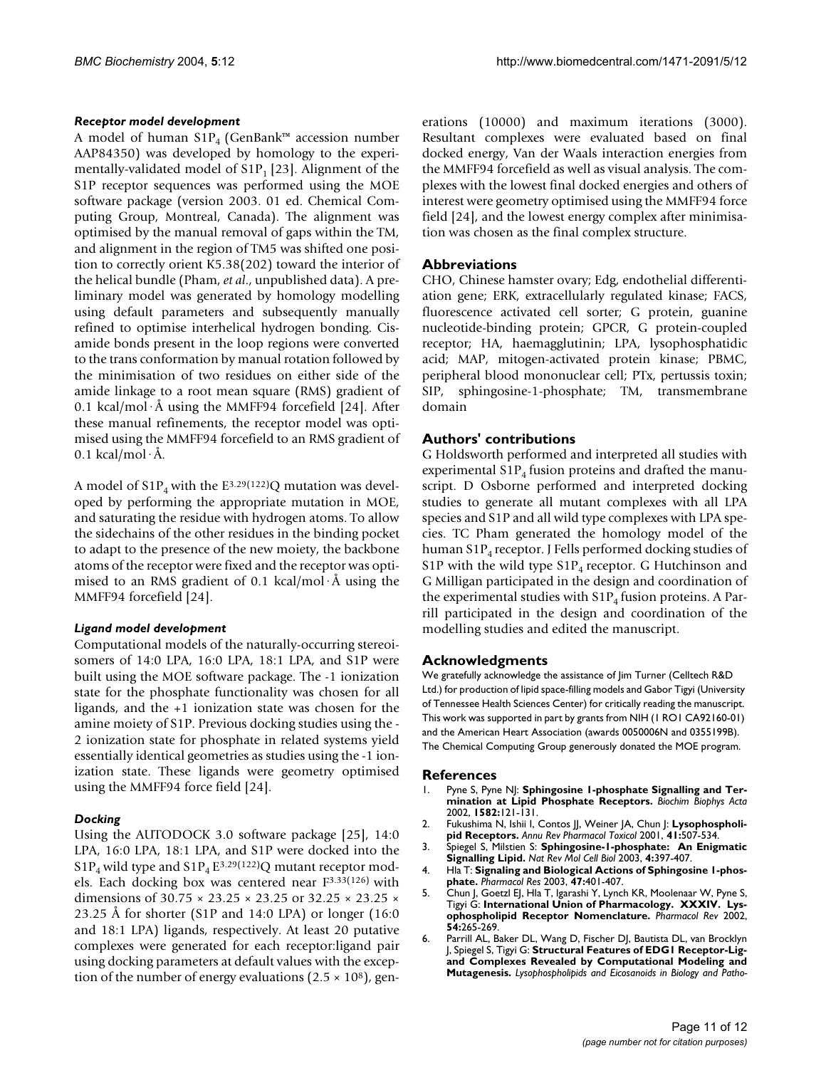### *Receptor model development*

A model of human $S1P_4$ (GenBank™ accession number AAP84350) was developed by homology to the experimentally-validated model of $S1P_1$ [23]. Alignment of the S1P receptor sequences was performed using the MOE software package (version 2003. 01 ed. Chemical Computing Group, Montreal, Canada). The alignment was optimised by the manual removal of gaps within the TM, and alignment in the region of TM5 was shifted one position to correctly orient K5.38(202) toward the interior of the helical bundle (Pham, *et al*., unpublished data). A preliminary model was generated by homology modelling using default parameters and subsequently manually refined to optimise interhelical hydrogen bonding. Cis-amide bonds present in the loop regions were converted to the trans conformation by manual rotation followed by the minimisation of two residues on either side of the amide linkage to a root mean square (RMS) gradient of 0.1 kcal/mol·Å using the MMFF94 forcefield [24]. After these manual refinements, the receptor model was optimised using the MMFF94 forcefield to an RMS gradient of 0.1 kcal/mol·Å.

A model of $S1P_4$ with the $E^{3.29(122)}Q$ mutation was developed by performing the appropriate mutation in MOE, and saturating the residue with hydrogen atoms. To allow the sidechains of the other residues in the binding pocket to adapt to the presence of the new moiety, the backbone atoms of the receptor were fixed and the receptor was optimised to an RMS gradient of 0.1 kcal/mol·Å using the MMFF94 forcefield [24].

### *Ligand model development*

Computational models of the naturally-occurring stereoisomers of 14:0 LPA, 16:0 LPA, 18:1 LPA, and S1P were built using the MOE software package. The -1 ionization state for the phosphate functionality was chosen for all ligands, and the +1 ionization state was chosen for the amine moiety of S1P. Previous docking studies using the -2 ionization state for phosphate in related systems yield essentially identical geometries as studies using the -1 ionization state. These ligands were geometry optimised using the MMFF94 force field [24].

### *Docking*

Using the AUTODOCK 3.0 software package [25], 14:0 LPA, 16:0 LPA, 18:1 LPA, and S1P were docked into the $S1P_4$ wild type and $S1P_4$ $E^{3.29(122)}Q$ mutant receptor models. Each docking box was centered near $F^{3.33(126)}$ with dimensions of 30.75 × 23.25 × 23.25 or 32.25 × 23.25 × 23.25 Å for shorter (S1P and 14:0 LPA) or longer (16:0 and 18:1 LPA) ligands, respectively. At least 20 putative complexes were generated for each receptor:ligand pair using docking parameters at default values with the exception of the number of energy evaluations ($2.5 \times 10^8$), generations (10000) and maximum iterations (3000). Resultant complexes were evaluated based on final docked energy, Van der Waals interaction energies from the MMFF94 forcefield as well as visual analysis. The complexes with the lowest final docked energies and others of interest were geometry optimised using the MMFF94 force field [24], and the lowest energy complex after minimisation was chosen as the final complex structure.

## Abbreviations

CHO, Chinese hamster ovary; Edg, endothelial differentiation gene; ERK, extracellularly regulated kinase; FACS, fluorescence activated cell sorter; G protein, guanine nucleotide-binding protein; GPCR, G protein-coupled receptor; HA, haemagglutinin; LPA, lysophosphatidic acid; MAP, mitogen-activated protein kinase; PBMC, peripheral blood mononuclear cell; PTx, pertussis toxin; SIP, sphingosine-1-phosphate; TM, transmembrane domain

## Authors' contributions

G Holdsworth performed and interpreted all studies with experimental $S1P_4$ fusion proteins and drafted the manuscript. D Osborne performed and interpreted docking studies to generate all mutant complexes with all LPA species and S1P and all wild type complexes with LPA species. TC Pham generated the homology model of the human $S1P_4$ receptor. J Fells performed docking studies of S1P with the wild type $S1P_4$ receptor. G Hutchinson and G Milligan participated in the design and coordination of the experimental studies with $S1P_4$ fusion proteins. A Parrill participated in the design and coordination of the modelling studies and edited the manuscript.

## Acknowledgments

We gratefully acknowledge the assistance of Jim Turner (Celltech R&D Ltd.) for production of lipid space-filling models and Gabor Tigyi (University of Tennessee Health Sciences Center) for critically reading the manuscript. This work was supported in part by grants from NIH (1 RO1 CA92160-01) and the American Heart Association (awards 0050006N and 0355199B). The Chemical Computing Group generously donated the MOE program.

## References

1. Pyne S, Pyne NJ: **Sphingosine 1-phosphate Signalling and Termination at Lipid Phosphate Receptors.** *Biochim Biophys Acta* 2002, **1582:**121-131.
2. Fukushima N, Ishii I, Contos JJ, Weiner JA, Chun J: **Lysophospholipid Receptors.** *Annu Rev Pharmacol Toxicol* 2001, **41:**507-534.
3. Spiegel S, Milstien S: **Sphingosine-1-phosphate: An Enigmatic Signalling Lipid.** *Nat Rev Mol Cell Biol* 2003, **4:**397-407.
4. Hla T: **Signaling and Biological Actions of Sphingosine 1-phosphate.** *Pharmacol Res* 2003, **47:**401-407.
5. Chun J, Goetzl EJ, Hla T, Igarashi Y, Lynch KR, Moolenaar W, Pyne S, Tigyi G: **International Union of Pharmacology. XXXIV. Lysophospholipid Receptor Nomenclature.** *Pharmacol Rev* 2002, **54:**265-269.
6. Parrill AL, Baker DL, Wang D, Fischer DJ, Bautista DL, van Brocklyn J, Spiegel S, Tigyi G: **Structural Features of EDG1 Receptor-Ligand Complexes Revealed by Computational Modeling and Mutagenesis.** *Lysophospholipids and Eicosanoids in Biology and Patho-*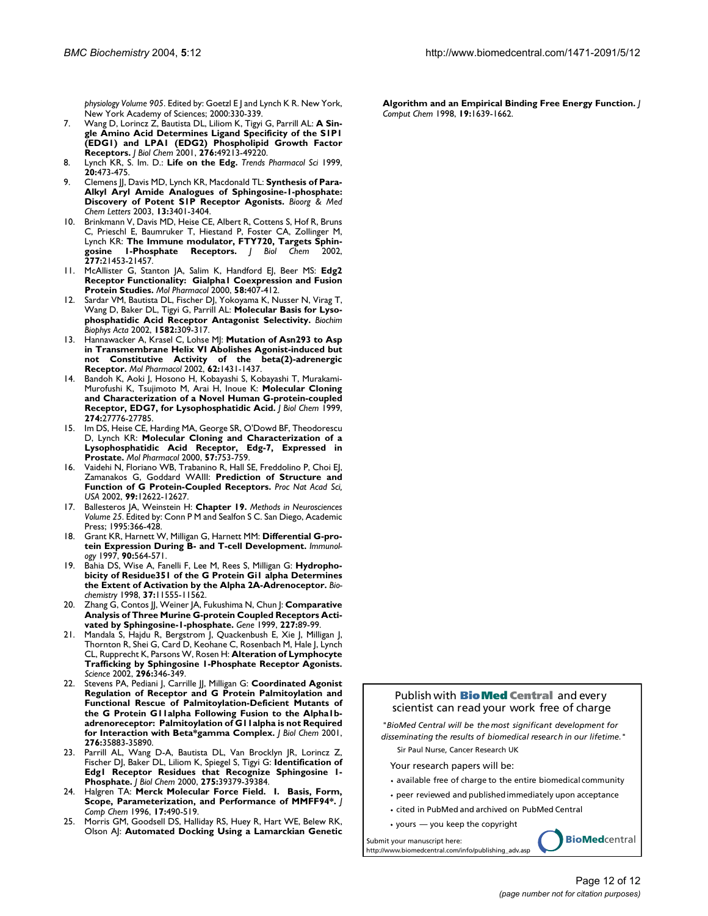*physiology Volume 905*. Edited by: Goetzl E J and Lynch K R. New York, New York Academy of Sciences; 2000:330-339.

7. Wang D, Lorincz Z, Bautista DL, Liliom K, Tigyi G, Parrill AL: **A Single Amino Acid Determines Ligand Specificity of the S1P1 (EDG1) and LPA1 (EDG2) Phospholipid Growth Factor Receptors.** *J Biol Chem* 2001, **276:**49213-49220.
8. Lynch KR, S. Im. D.: **Life on the Edg.** *Trends Pharmacol Sci* 1999, **20:**473-475.
9. Clemens JJ, Davis MD, Lynch KR, Macdonald TL: **Synthesis of Para-Alkyl Aryl Amide Analogues of Sphingosine-1-phosphate: Discovery of Potent S1P Receptor Agonists.** *Bioorg & Med Chem Letters* 2003, **13:**3401-3404.
10. Brinkmann V, Davis MD, Heise CE, Albert R, Cottens S, Hof R, Bruns C, Prieschl E, Baumruker T, Hiestand P, Foster CA, Zollinger M, Lynch KR: **The Immune modulator, FTY720, Targets Sphingosine 1-Phosphate Receptors.** *J Biol Chem* 2002, **277:**21453-21457.
11. McAllister G, Stanton JA, Salim K, Handford EJ, Beer MS: **Edg2 Receptor Functionality: Gialpha1 Coexpression and Fusion Protein Studies.** *Mol Pharmacol* 2000, **58:**407-412.
12. Sardar VM, Bautista DL, Fischer DJ, Yokoyama K, Nusser N, Virag T, Wang D, Baker DL, Tigyi G, Parrill AL: **Molecular Basis for Lysophosphatidic Acid Receptor Antagonist Selectivity.** *Biochim Biophys Acta* 2002, **1582:**309-317.
13. Hannawacker A, Krasel C, Lohse MJ: **Mutation of Asn293 to Asp in Transmembrane Helix VI Abolishes Agonist-induced but not Constitutive Activity of the beta(2)-adrenergic Receptor.** *Mol Pharmacol* 2002, **62:**1431-1437.
14. Bandoh K, Aoki J, Hosono H, Kobayashi S, Kobayashi T, Murakami-Murofushi K, Tsujimoto M, Arai H, Inoue K: **Molecular Cloning and Characterization of a Novel Human G-protein-coupled Receptor, EDG7, for Lysophosphatidic Acid.** *J Biol Chem* 1999, **274:**27776-27785.
15. Im DS, Heise CE, Harding MA, George SR, O'Dowd BF, Theodorescu D, Lynch KR: **Molecular Cloning and Characterization of a Lysophosphatidic Acid Receptor, Edg-7, Expressed in Prostate.** *Mol Pharmacol* 2000, **57:**753-759.
16. Vaidehi N, Floriano WB, Trabanino R, Hall SE, Freddolino P, Choi EJ, Zamanakos G, Goddard WAIII: **Prediction of Structure and Function of G Protein-Coupled Receptors.** *Proc Nat Acad Sci, USA* 2002, **99:**12622-12627.
17. Ballesteros JA, Weinstein H: **Chapter 19.** *Methods in Neurosciences Volume 25*. Edited by: Conn P M and Sealfon S C. San Diego, Academic Press; 1995:366-428.
18. Grant KR, Harnett W, Milligan G, Harnett MM: **Differential G-protein Expression During B- and T-cell Development.** *Immunology* 1997, **90:**564-571.
19. Bahia DS, Wise A, Fanelli F, Lee M, Rees S, Milligan G: **Hydrophobicity of Residue351 of the G Protein Gi1 alpha Determines the Extent of Activation by the Alpha 2A-Adrenoceptor.** *Biochemistry* 1998, **37:**11555-11562.
20. Zhang G, Contos JJ, Weiner JA, Fukushima N, Chun J: **Comparative Analysis of Three Murine G-protein Coupled Receptors Activated by Sphingosine-1-phosphate.** *Gene* 1999, **227:**89-99.
21. Mandala S, Hajdu R, Bergstrom J, Quackenbush E, Xie J, Milligan J, Thornton R, Shei G, Card D, Keohane C, Rosenbach M, Hale J, Lynch CL, Rupprecht K, Parsons W, Rosen H: **Alteration of Lymphocyte Trafficking by Sphingosine 1-Phosphate Receptor Agonists.** *Science* 2002, **296:**346-349.
22. Stevens PA, Pediani J, Carrille JJ, Milligan G: **Coordinated Agonist Regulation of Receptor and G Protein Palmitoylation and Functional Rescue of Palmitoylation-Deficient Mutants of the G Protein G11alpha Following Fusion to the Alpha1b-adrenoreceptor: Palmitoylation of G11alpha is not Required for Interaction with Beta*gamma Complex.** *J Biol Chem* 2001, **276:**35883-35890.
23. Parrill AL, Wang D-A, Bautista DL, Van Brocklyn JR, Lorincz Z, Fischer DJ, Baker DL, Liliom K, Spiegel S, Tigyi G: **Identification of Edg1 Receptor Residues that Recognize Sphingosine 1-Phosphate.** *J Biol Chem* 2000, **275:**39379-39384.
24. Halgren TA: **Merck Molecular Force Field. I. Basis, Form, Scope, Parameterization, and Performance of MMFF94*.** *J Comp Chem* 1996, **17:**490-519.
25. Morris GM, Goodsell DS, Halliday RS, Huey R, Hart WE, Belew RK, Olson AJ: **Automated Docking Using a Lamarckian Genetic Algorithm and an Empirical Binding Free Energy Function.** *J Comput Chem* 1998, **19:**1639-1662.

Publish with **BioMed Central** and every scientist can read your work free of charge

*"BioMed Central will be the most significant development for disseminating the results of biomedical research in our lifetime."*

Sir Paul Nurse, Cancer Research UK

Your research papers will be:

- available free of charge to the entire biomedical community
- peer reviewed and published immediately upon acceptance
- cited in PubMed and archived on PubMed Central
- yours — you keep the copyright

Submit your manuscript here:
http://www.biomedcentral.com/info/publishing_adv.asp

**BioMed**central